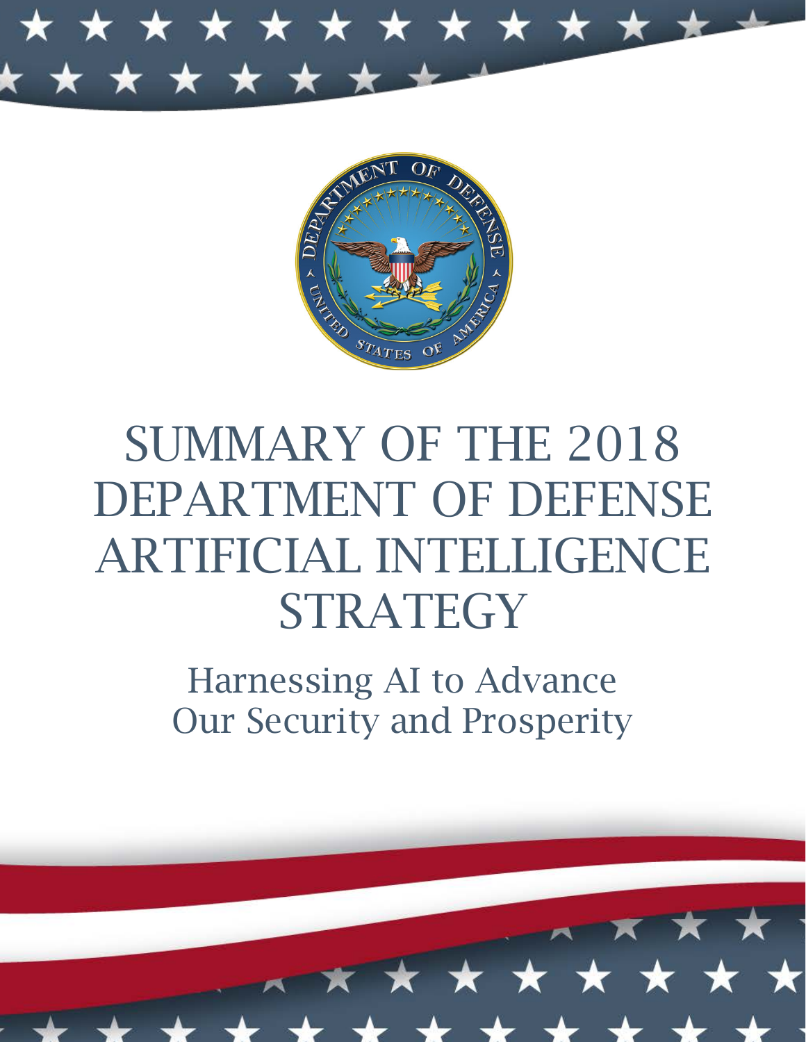# SUMMARY OF THE 2018 DEPARTMENT OF DEFENSE ARTIFICIAL INTELLIGENCE STRATEGY

## Harnessing AI to Advance Our Security and Prosperity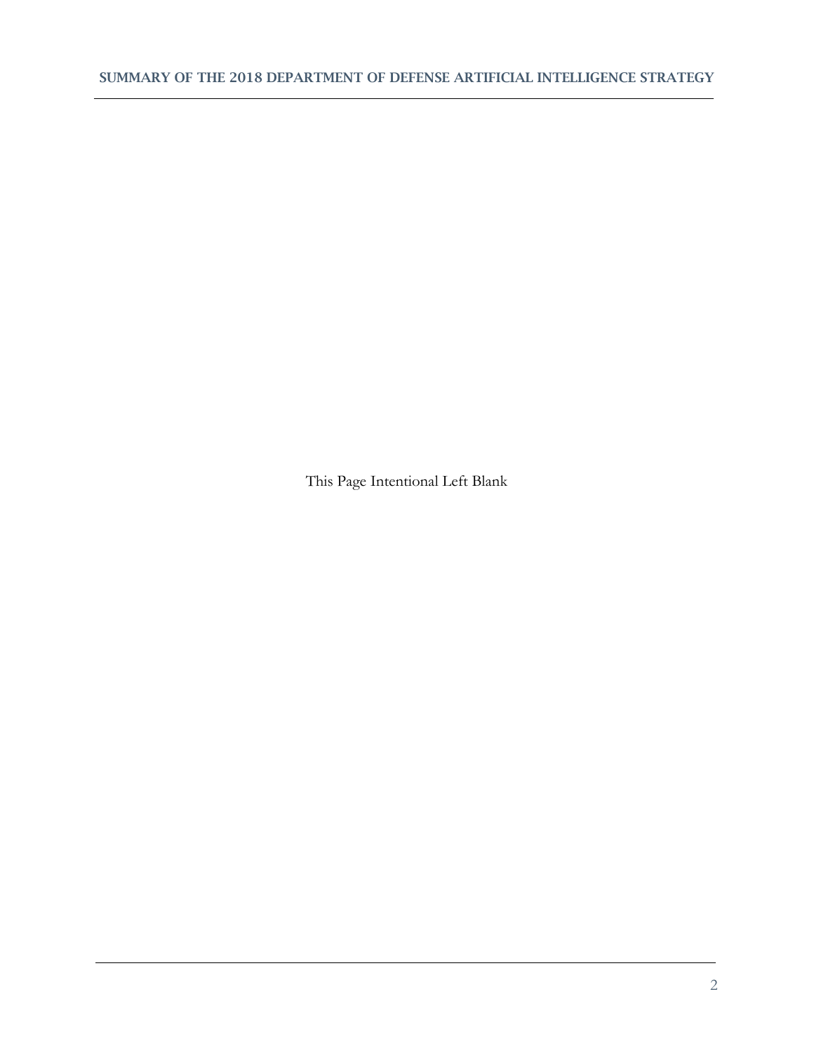This Page Intentional Left Blank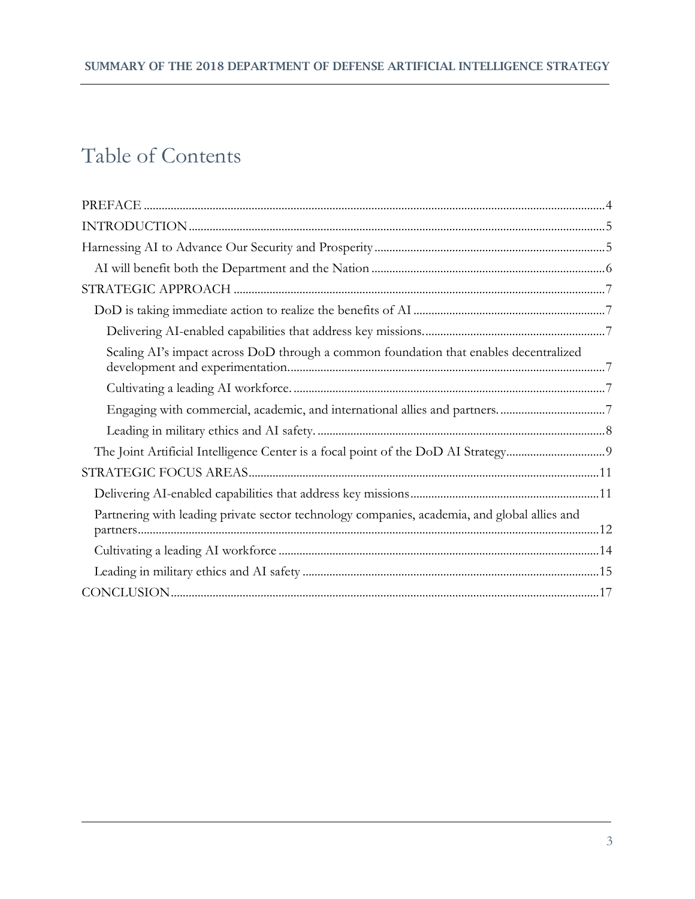# Table of Contents

- PREFACE ..... 4
- INTRODUCTION ..... 5
- Harnessing AI to Advance Our Security and Prosperity ..... 5
  - AI will benefit both the Department and the Nation ..... 6
- STRATEGIC APPROACH ..... 7
  - DoD is taking immediate action to realize the benefits of AI ..... 7
    - Delivering AI-enabled capabilities that address key missions. ..... 7
    - Scaling AI's impact across DoD through a common foundation that enables decentralized development and experimentation. ..... 7
    - Cultivating a leading AI workforce. ..... 7
    - Engaging with commercial, academic, and international allies and partners. ..... 7
    - Leading in military ethics and AI safety. ..... 8
  - The Joint Artificial Intelligence Center is a focal point of the DoD AI Strategy ..... 9
- STRATEGIC FOCUS AREAS ..... 11
  - Delivering AI-enabled capabilities that address key missions ..... 11
  - Partnering with leading private sector technology companies, academia, and global allies and partners ..... 12
  - Cultivating a leading AI workforce ..... 14
  - Leading in military ethics and AI safety ..... 15
- CONCLUSION ..... 17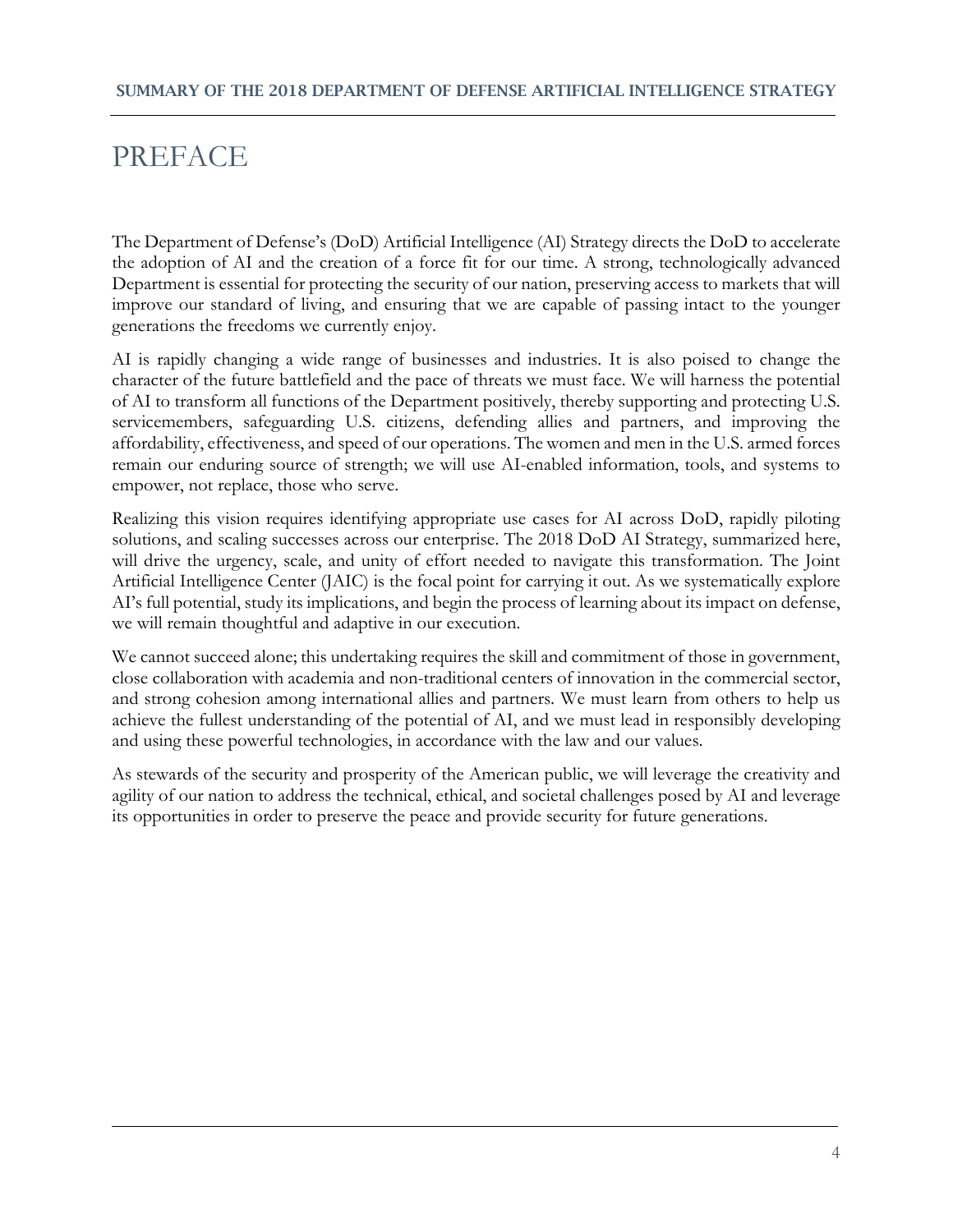# PREFACE

The Department of Defense's (DoD) Artificial Intelligence (AI) Strategy directs the DoD to accelerate the adoption of AI and the creation of a force fit for our time. A strong, technologically advanced Department is essential for protecting the security of our nation, preserving access to markets that will improve our standard of living, and ensuring that we are capable of passing intact to the younger generations the freedoms we currently enjoy.

AI is rapidly changing a wide range of businesses and industries. It is also poised to change the character of the future battlefield and the pace of threats we must face. We will harness the potential of AI to transform all functions of the Department positively, thereby supporting and protecting U.S. servicemembers, safeguarding U.S. citizens, defending allies and partners, and improving the affordability, effectiveness, and speed of our operations. The women and men in the U.S. armed forces remain our enduring source of strength; we will use AI-enabled information, tools, and systems to empower, not replace, those who serve.

Realizing this vision requires identifying appropriate use cases for AI across DoD, rapidly piloting solutions, and scaling successes across our enterprise. The 2018 DoD AI Strategy, summarized here, will drive the urgency, scale, and unity of effort needed to navigate this transformation. The Joint Artificial Intelligence Center (JAIC) is the focal point for carrying it out. As we systematically explore AI's full potential, study its implications, and begin the process of learning about its impact on defense, we will remain thoughtful and adaptive in our execution.

We cannot succeed alone; this undertaking requires the skill and commitment of those in government, close collaboration with academia and non-traditional centers of innovation in the commercial sector, and strong cohesion among international allies and partners. We must learn from others to help us achieve the fullest understanding of the potential of AI, and we must lead in responsibly developing and using these powerful technologies, in accordance with the law and our values.

As stewards of the security and prosperity of the American public, we will leverage the creativity and agility of our nation to address the technical, ethical, and societal challenges posed by AI and leverage its opportunities in order to preserve the peace and provide security for future generations.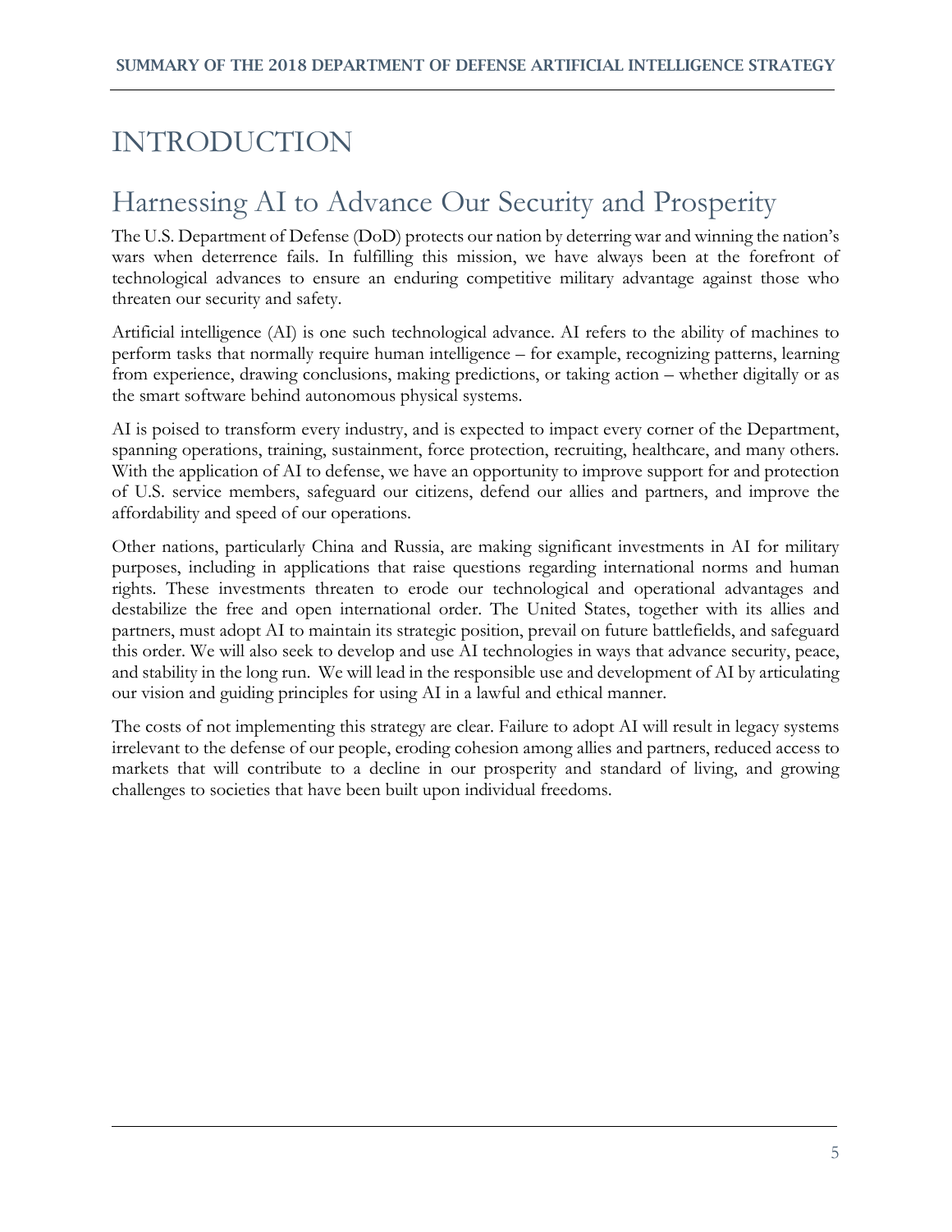# INTRODUCTION

## Harnessing AI to Advance Our Security and Prosperity

The U.S. Department of Defense (DoD) protects our nation by deterring war and winning the nation's wars when deterrence fails. In fulfilling this mission, we have always been at the forefront of technological advances to ensure an enduring competitive military advantage against those who threaten our security and safety.

Artificial intelligence (AI) is one such technological advance. AI refers to the ability of machines to perform tasks that normally require human intelligence – for example, recognizing patterns, learning from experience, drawing conclusions, making predictions, or taking action – whether digitally or as the smart software behind autonomous physical systems.

AI is poised to transform every industry, and is expected to impact every corner of the Department, spanning operations, training, sustainment, force protection, recruiting, healthcare, and many others. With the application of AI to defense, we have an opportunity to improve support for and protection of U.S. service members, safeguard our citizens, defend our allies and partners, and improve the affordability and speed of our operations.

Other nations, particularly China and Russia, are making significant investments in AI for military purposes, including in applications that raise questions regarding international norms and human rights. These investments threaten to erode our technological and operational advantages and destabilize the free and open international order. The United States, together with its allies and partners, must adopt AI to maintain its strategic position, prevail on future battlefields, and safeguard this order. We will also seek to develop and use AI technologies in ways that advance security, peace, and stability in the long run. We will lead in the responsible use and development of AI by articulating our vision and guiding principles for using AI in a lawful and ethical manner.

The costs of not implementing this strategy are clear. Failure to adopt AI will result in legacy systems irrelevant to the defense of our people, eroding cohesion among allies and partners, reduced access to markets that will contribute to a decline in our prosperity and standard of living, and growing challenges to societies that have been built upon individual freedoms.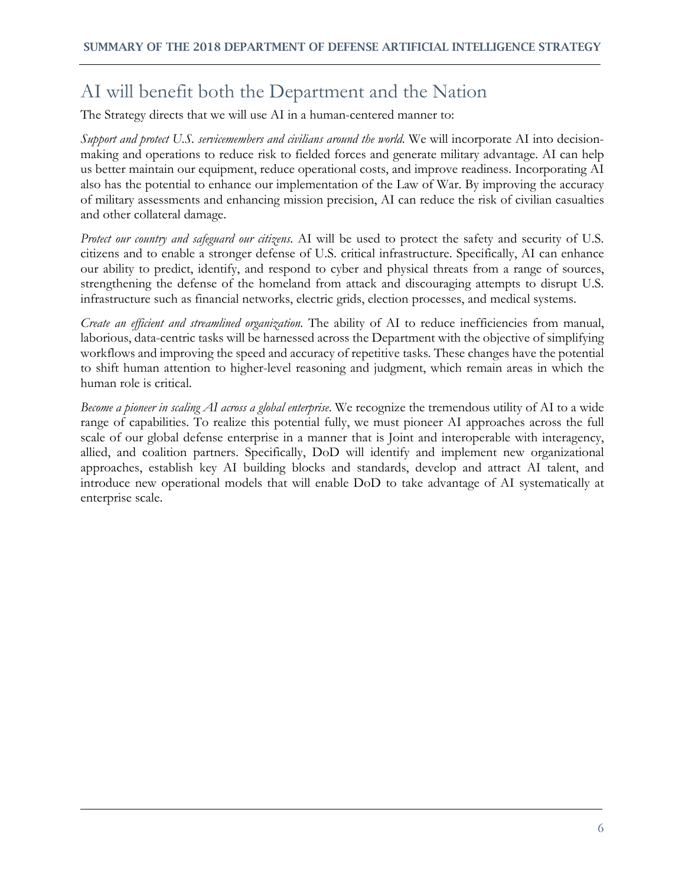# AI will benefit both the Department and the Nation

The Strategy directs that we will use AI in a human-centered manner to:

*Support and protect U.S. servicemembers and civilians around the world.* We will incorporate AI into decision-making and operations to reduce risk to fielded forces and generate military advantage. AI can help us better maintain our equipment, reduce operational costs, and improve readiness. Incorporating AI also has the potential to enhance our implementation of the Law of War. By improving the accuracy of military assessments and enhancing mission precision, AI can reduce the risk of civilian casualties and other collateral damage.

*Protect our country and safeguard our citizens.* AI will be used to protect the safety and security of U.S. citizens and to enable a stronger defense of U.S. critical infrastructure. Specifically, AI can enhance our ability to predict, identify, and respond to cyber and physical threats from a range of sources, strengthening the defense of the homeland from attack and discouraging attempts to disrupt U.S. infrastructure such as financial networks, electric grids, election processes, and medical systems.

*Create an efficient and streamlined organization.* The ability of AI to reduce inefficiencies from manual, laborious, data-centric tasks will be harnessed across the Department with the objective of simplifying workflows and improving the speed and accuracy of repetitive tasks. These changes have the potential to shift human attention to higher-level reasoning and judgment, which remain areas in which the human role is critical.

*Become a pioneer in scaling AI across a global enterprise.* We recognize the tremendous utility of AI to a wide range of capabilities. To realize this potential fully, we must pioneer AI approaches across the full scale of our global defense enterprise in a manner that is Joint and interoperable with interagency, allied, and coalition partners. Specifically, DoD will identify and implement new organizational approaches, establish key AI building blocks and standards, develop and attract AI talent, and introduce new operational models that will enable DoD to take advantage of AI systematically at enterprise scale.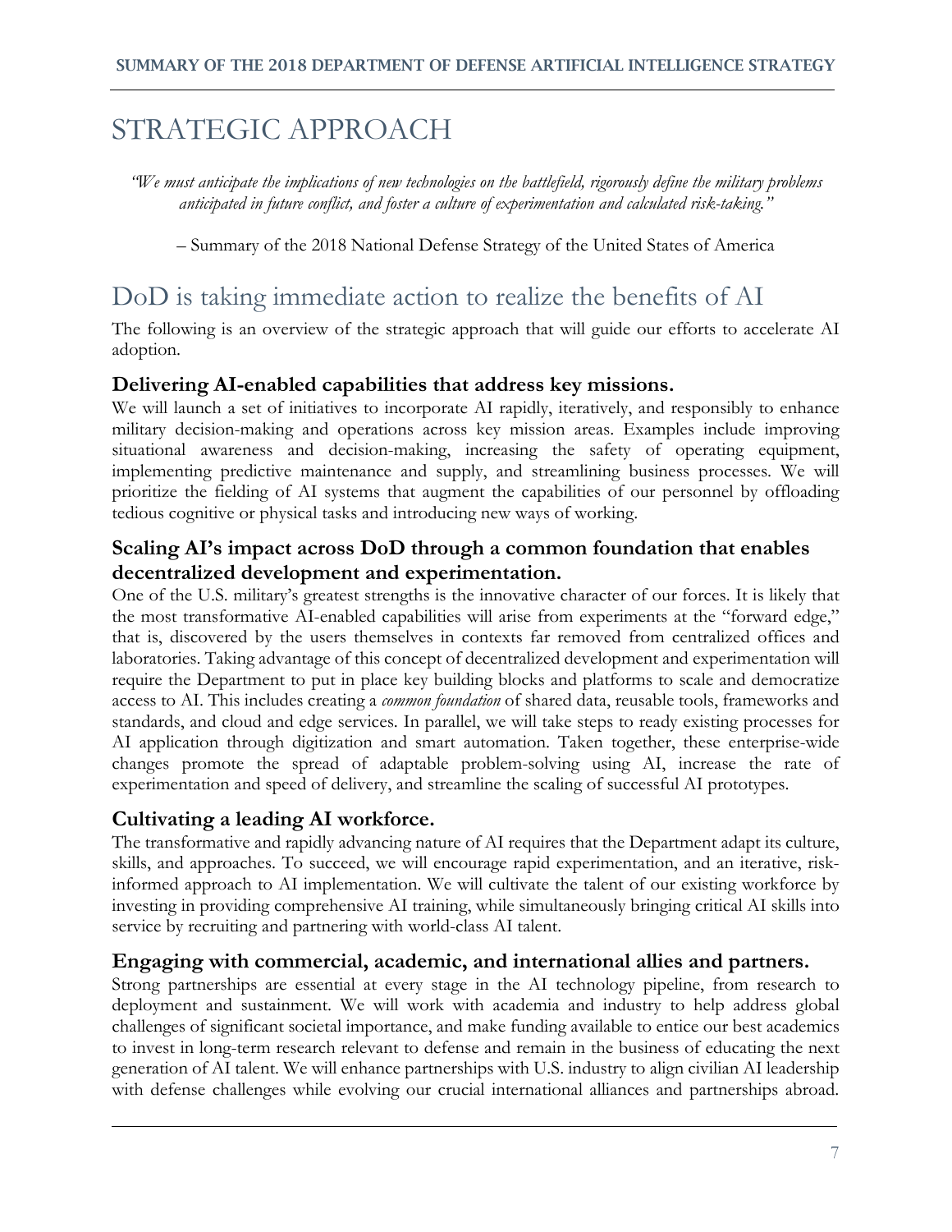# STRATEGIC APPROACH

*"We must anticipate the implications of new technologies on the battlefield, rigorously define the military problems anticipated in future conflict, and foster a culture of experimentation and calculated risk-taking."*

– Summary of the 2018 National Defense Strategy of the United States of America

## DoD is taking immediate action to realize the benefits of AI

The following is an overview of the strategic approach that will guide our efforts to accelerate AI adoption.

### Delivering AI-enabled capabilities that address key missions.

We will launch a set of initiatives to incorporate AI rapidly, iteratively, and responsibly to enhance military decision-making and operations across key mission areas. Examples include improving situational awareness and decision-making, increasing the safety of operating equipment, implementing predictive maintenance and supply, and streamlining business processes. We will prioritize the fielding of AI systems that augment the capabilities of our personnel by offloading tedious cognitive or physical tasks and introducing new ways of working.

### Scaling AI's impact across DoD through a common foundation that enables decentralized development and experimentation.

One of the U.S. military's greatest strengths is the innovative character of our forces. It is likely that the most transformative AI-enabled capabilities will arise from experiments at the "forward edge," that is, discovered by the users themselves in contexts far removed from centralized offices and laboratories. Taking advantage of this concept of decentralized development and experimentation will require the Department to put in place key building blocks and platforms to scale and democratize access to AI. This includes creating a *common foundation* of shared data, reusable tools, frameworks and standards, and cloud and edge services. In parallel, we will take steps to ready existing processes for AI application through digitization and smart automation. Taken together, these enterprise-wide changes promote the spread of adaptable problem-solving using AI, increase the rate of experimentation and speed of delivery, and streamline the scaling of successful AI prototypes.

### Cultivating a leading AI workforce.

The transformative and rapidly advancing nature of AI requires that the Department adapt its culture, skills, and approaches. To succeed, we will encourage rapid experimentation, and an iterative, risk-informed approach to AI implementation. We will cultivate the talent of our existing workforce by investing in providing comprehensive AI training, while simultaneously bringing critical AI skills into service by recruiting and partnering with world-class AI talent.

### Engaging with commercial, academic, and international allies and partners.

Strong partnerships are essential at every stage in the AI technology pipeline, from research to deployment and sustainment. We will work with academia and industry to help address global challenges of significant societal importance, and make funding available to entice our best academics to invest in long-term research relevant to defense and remain in the business of educating the next generation of AI talent. We will enhance partnerships with U.S. industry to align civilian AI leadership with defense challenges while evolving our crucial international alliances and partnerships abroad.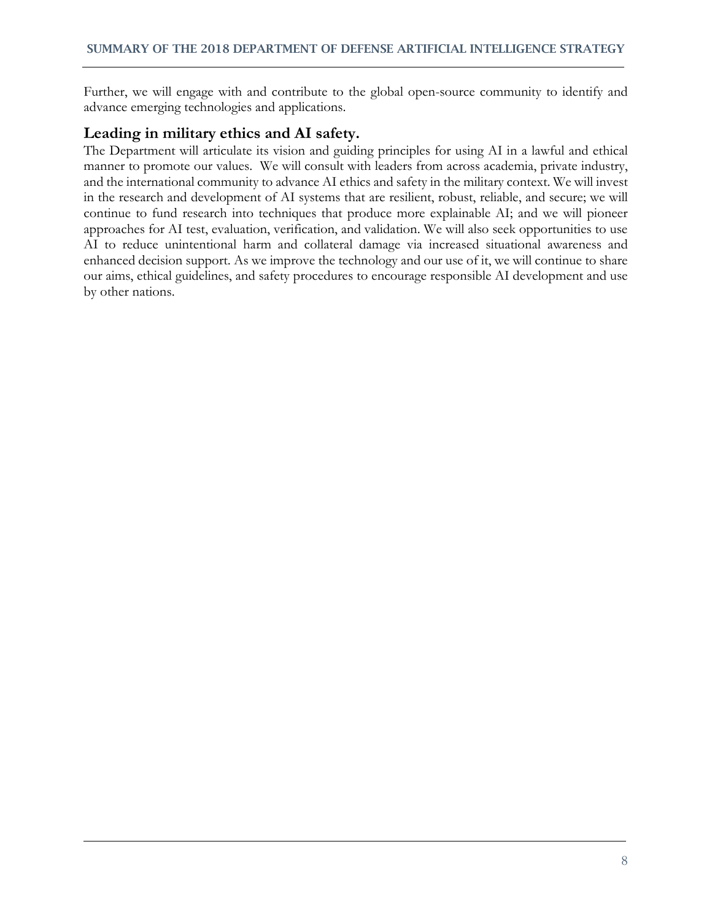Further, we will engage with and contribute to the global open-source community to identify and advance emerging technologies and applications.

## Leading in military ethics and AI safety.

The Department will articulate its vision and guiding principles for using AI in a lawful and ethical manner to promote our values. We will consult with leaders from across academia, private industry, and the international community to advance AI ethics and safety in the military context. We will invest in the research and development of AI systems that are resilient, robust, reliable, and secure; we will continue to fund research into techniques that produce more explainable AI; and we will pioneer approaches for AI test, evaluation, verification, and validation. We will also seek opportunities to use AI to reduce unintentional harm and collateral damage via increased situational awareness and enhanced decision support. As we improve the technology and our use of it, we will continue to share our aims, ethical guidelines, and safety procedures to encourage responsible AI development and use by other nations.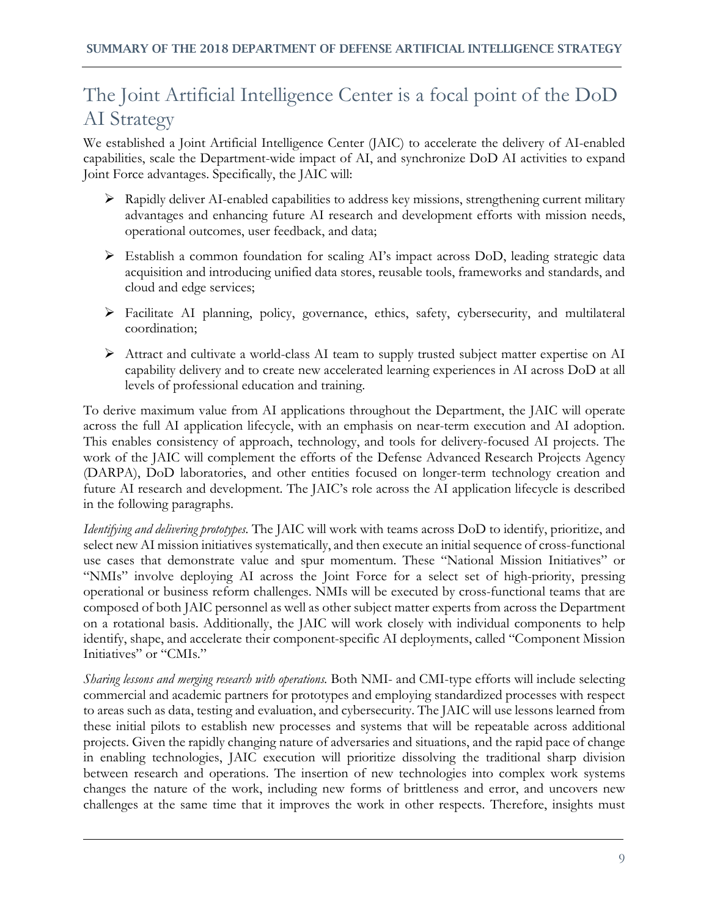## The Joint Artificial Intelligence Center is a focal point of the DoD AI Strategy

We established a Joint Artificial Intelligence Center (JAIC) to accelerate the delivery of AI-enabled capabilities, scale the Department-wide impact of AI, and synchronize DoD AI activities to expand Joint Force advantages. Specifically, the JAIC will:

- Rapidly deliver AI-enabled capabilities to address key missions, strengthening current military advantages and enhancing future AI research and development efforts with mission needs, operational outcomes, user feedback, and data;
- Establish a common foundation for scaling AI's impact across DoD, leading strategic data acquisition and introducing unified data stores, reusable tools, frameworks and standards, and cloud and edge services;
- Facilitate AI planning, policy, governance, ethics, safety, cybersecurity, and multilateral coordination;
- Attract and cultivate a world-class AI team to supply trusted subject matter expertise on AI capability delivery and to create new accelerated learning experiences in AI across DoD at all levels of professional education and training.

To derive maximum value from AI applications throughout the Department, the JAIC will operate across the full AI application lifecycle, with an emphasis on near-term execution and AI adoption. This enables consistency of approach, technology, and tools for delivery-focused AI projects. The work of the JAIC will complement the efforts of the Defense Advanced Research Projects Agency (DARPA), DoD laboratories, and other entities focused on longer-term technology creation and future AI research and development. The JAIC's role across the AI application lifecycle is described in the following paragraphs.

*Identifying and delivering prototypes.* The JAIC will work with teams across DoD to identify, prioritize, and select new AI mission initiatives systematically, and then execute an initial sequence of cross-functional use cases that demonstrate value and spur momentum. These "National Mission Initiatives" or "NMIs" involve deploying AI across the Joint Force for a select set of high-priority, pressing operational or business reform challenges. NMIs will be executed by cross-functional teams that are composed of both JAIC personnel as well as other subject matter experts from across the Department on a rotational basis. Additionally, the JAIC will work closely with individual components to help identify, shape, and accelerate their component-specific AI deployments, called "Component Mission Initiatives" or "CMIs."

*Sharing lessons and merging research with operations.* Both NMI- and CMI-type efforts will include selecting commercial and academic partners for prototypes and employing standardized processes with respect to areas such as data, testing and evaluation, and cybersecurity. The JAIC will use lessons learned from these initial pilots to establish new processes and systems that will be repeatable across additional projects. Given the rapidly changing nature of adversaries and situations, and the rapid pace of change in enabling technologies, JAIC execution will prioritize dissolving the traditional sharp division between research and operations. The insertion of new technologies into complex work systems changes the nature of the work, including new forms of brittleness and error, and uncovers new challenges at the same time that it improves the work in other respects. Therefore, insights must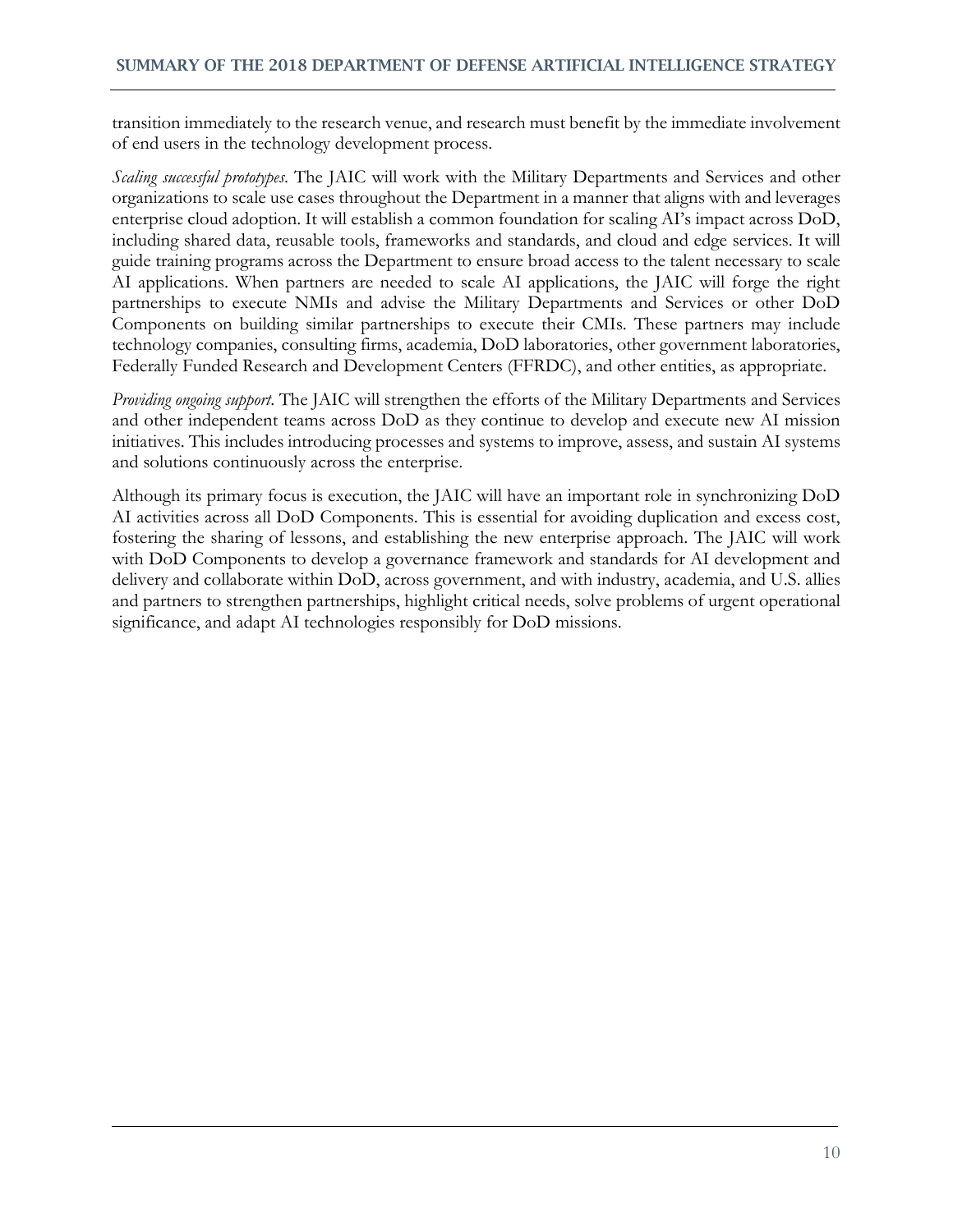transition immediately to the research venue, and research must benefit by the immediate involvement of end users in the technology development process.

*Scaling successful prototypes.* The JAIC will work with the Military Departments and Services and other organizations to scale use cases throughout the Department in a manner that aligns with and leverages enterprise cloud adoption. It will establish a common foundation for scaling AI's impact across DoD, including shared data, reusable tools, frameworks and standards, and cloud and edge services. It will guide training programs across the Department to ensure broad access to the talent necessary to scale AI applications. When partners are needed to scale AI applications, the JAIC will forge the right partnerships to execute NMIs and advise the Military Departments and Services or other DoD Components on building similar partnerships to execute their CMIs. These partners may include technology companies, consulting firms, academia, DoD laboratories, other government laboratories, Federally Funded Research and Development Centers (FFRDC), and other entities, as appropriate.

*Providing ongoing support.* The JAIC will strengthen the efforts of the Military Departments and Services and other independent teams across DoD as they continue to develop and execute new AI mission initiatives. This includes introducing processes and systems to improve, assess, and sustain AI systems and solutions continuously across the enterprise.

Although its primary focus is execution, the JAIC will have an important role in synchronizing DoD AI activities across all DoD Components. This is essential for avoiding duplication and excess cost, fostering the sharing of lessons, and establishing the new enterprise approach. The JAIC will work with DoD Components to develop a governance framework and standards for AI development and delivery and collaborate within DoD, across government, and with industry, academia, and U.S. allies and partners to strengthen partnerships, highlight critical needs, solve problems of urgent operational significance, and adapt AI technologies responsibly for DoD missions.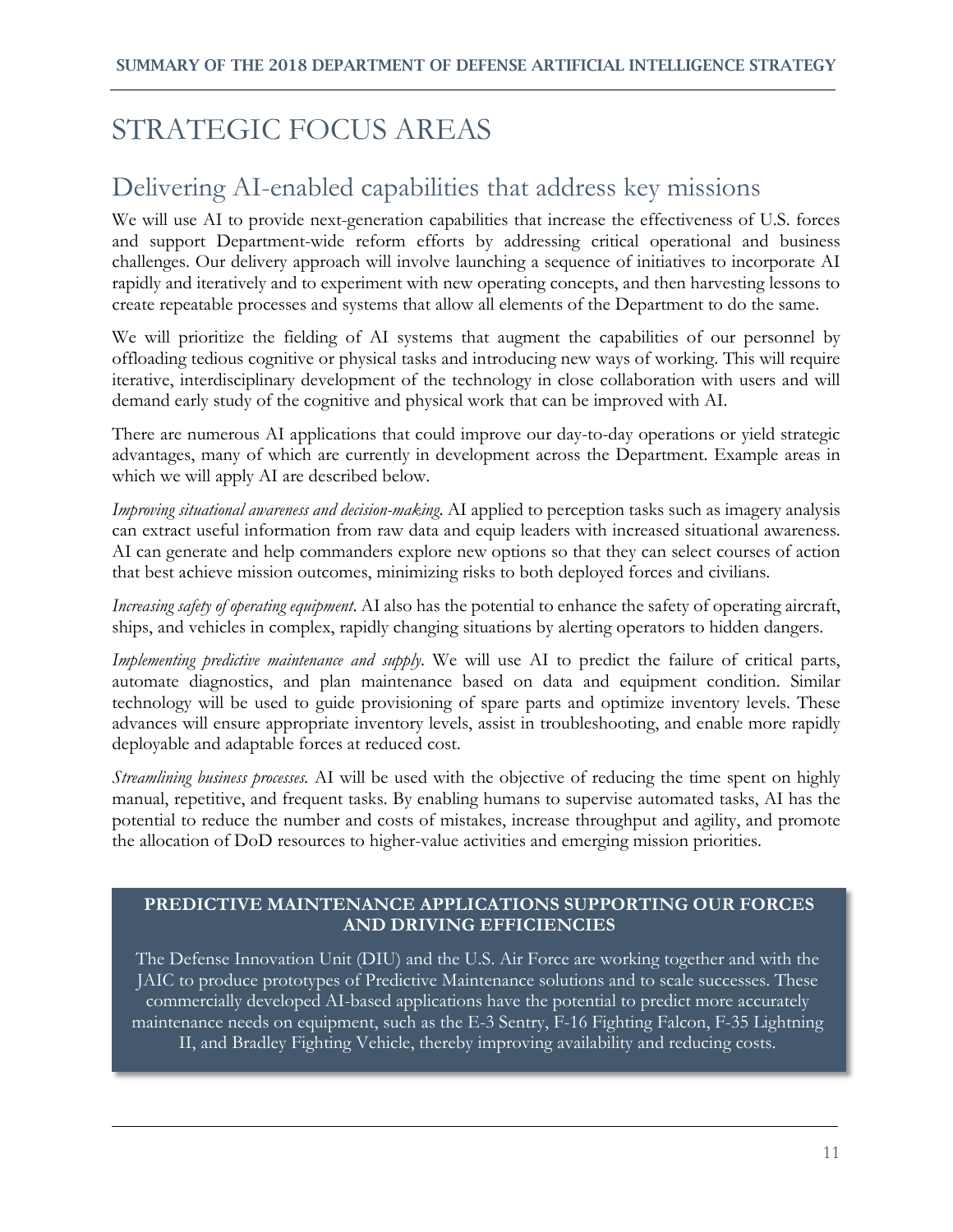# STRATEGIC FOCUS AREAS

## Delivering AI-enabled capabilities that address key missions

We will use AI to provide next-generation capabilities that increase the effectiveness of U.S. forces and support Department-wide reform efforts by addressing critical operational and business challenges. Our delivery approach will involve launching a sequence of initiatives to incorporate AI rapidly and iteratively and to experiment with new operating concepts, and then harvesting lessons to create repeatable processes and systems that allow all elements of the Department to do the same.

We will prioritize the fielding of AI systems that augment the capabilities of our personnel by offloading tedious cognitive or physical tasks and introducing new ways of working. This will require iterative, interdisciplinary development of the technology in close collaboration with users and will demand early study of the cognitive and physical work that can be improved with AI.

There are numerous AI applications that could improve our day-to-day operations or yield strategic advantages, many of which are currently in development across the Department. Example areas in which we will apply AI are described below.

*Improving situational awareness and decision-making.* AI applied to perception tasks such as imagery analysis can extract useful information from raw data and equip leaders with increased situational awareness. AI can generate and help commanders explore new options so that they can select courses of action that best achieve mission outcomes, minimizing risks to both deployed forces and civilians.

*Increasing safety of operating equipment.* AI also has the potential to enhance the safety of operating aircraft, ships, and vehicles in complex, rapidly changing situations by alerting operators to hidden dangers.

*Implementing predictive maintenance and supply.* We will use AI to predict the failure of critical parts, automate diagnostics, and plan maintenance based on data and equipment condition. Similar technology will be used to guide provisioning of spare parts and optimize inventory levels. These advances will ensure appropriate inventory levels, assist in troubleshooting, and enable more rapidly deployable and adaptable forces at reduced cost.

*Streamlining business processes.* AI will be used with the objective of reducing the time spent on highly manual, repetitive, and frequent tasks. By enabling humans to supervise automated tasks, AI has the potential to reduce the number and costs of mistakes, increase throughput and agility, and promote the allocation of DoD resources to higher-value activities and emerging mission priorities.

**PREDICTIVE MAINTENANCE APPLICATIONS SUPPORTING OUR FORCES AND DRIVING EFFICIENCIES**

The Defense Innovation Unit (DIU) and the U.S. Air Force are working together and with the JAIC to produce prototypes of Predictive Maintenance solutions and to scale successes. These commercially developed AI-based applications have the potential to predict more accurately maintenance needs on equipment, such as the E-3 Sentry, F-16 Fighting Falcon, F-35 Lightning II, and Bradley Fighting Vehicle, thereby improving availability and reducing costs.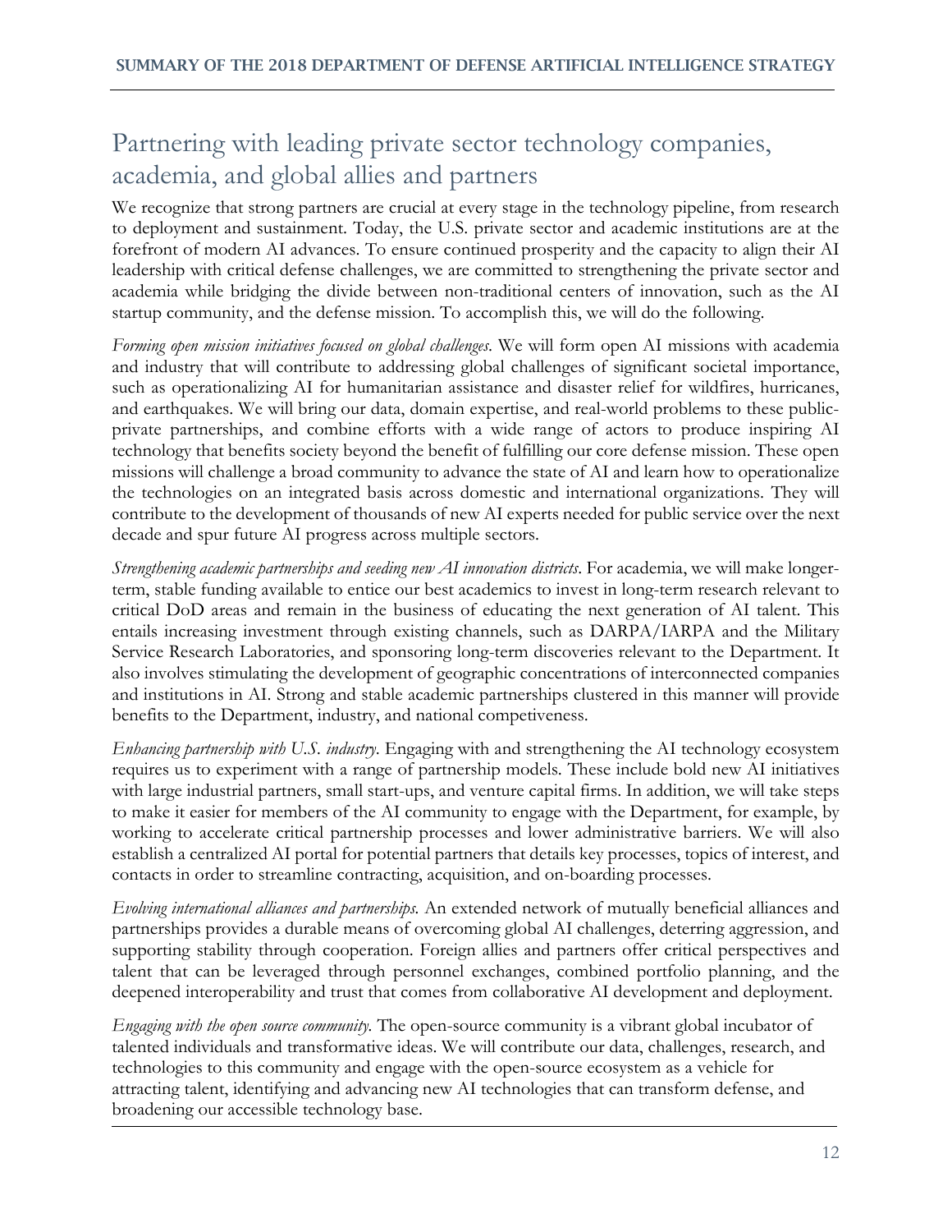## Partnering with leading private sector technology companies, academia, and global allies and partners

We recognize that strong partners are crucial at every stage in the technology pipeline, from research to deployment and sustainment. Today, the U.S. private sector and academic institutions are at the forefront of modern AI advances. To ensure continued prosperity and the capacity to align their AI leadership with critical defense challenges, we are committed to strengthening the private sector and academia while bridging the divide between non-traditional centers of innovation, such as the AI startup community, and the defense mission. To accomplish this, we will do the following.

*Forming open mission initiatives focused on global challenges*. We will form open AI missions with academia and industry that will contribute to addressing global challenges of significant societal importance, such as operationalizing AI for humanitarian assistance and disaster relief for wildfires, hurricanes, and earthquakes. We will bring our data, domain expertise, and real-world problems to these public-private partnerships, and combine efforts with a wide range of actors to produce inspiring AI technology that benefits society beyond the benefit of fulfilling our core defense mission. These open missions will challenge a broad community to advance the state of AI and learn how to operationalize the technologies on an integrated basis across domestic and international organizations. They will contribute to the development of thousands of new AI experts needed for public service over the next decade and spur future AI progress across multiple sectors.

*Strengthening academic partnerships and seeding new AI innovation districts*. For academia, we will make longer-term, stable funding available to entice our best academics to invest in long-term research relevant to critical DoD areas and remain in the business of educating the next generation of AI talent. This entails increasing investment through existing channels, such as DARPA/IARPA and the Military Service Research Laboratories, and sponsoring long-term discoveries relevant to the Department. It also involves stimulating the development of geographic concentrations of interconnected companies and institutions in AI. Strong and stable academic partnerships clustered in this manner will provide benefits to the Department, industry, and national competiveness.

*Enhancing partnership with U.S. industry*. Engaging with and strengthening the AI technology ecosystem requires us to experiment with a range of partnership models. These include bold new AI initiatives with large industrial partners, small start-ups, and venture capital firms. In addition, we will take steps to make it easier for members of the AI community to engage with the Department, for example, by working to accelerate critical partnership processes and lower administrative barriers. We will also establish a centralized AI portal for potential partners that details key processes, topics of interest, and contacts in order to streamline contracting, acquisition, and on-boarding processes.

*Evolving international alliances and partnerships.* An extended network of mutually beneficial alliances and partnerships provides a durable means of overcoming global AI challenges, deterring aggression, and supporting stability through cooperation. Foreign allies and partners offer critical perspectives and talent that can be leveraged through personnel exchanges, combined portfolio planning, and the deepened interoperability and trust that comes from collaborative AI development and deployment.

*Engaging with the open source community.* The open-source community is a vibrant global incubator of talented individuals and transformative ideas. We will contribute our data, challenges, research, and technologies to this community and engage with the open-source ecosystem as a vehicle for attracting talent, identifying and advancing new AI technologies that can transform defense, and broadening our accessible technology base.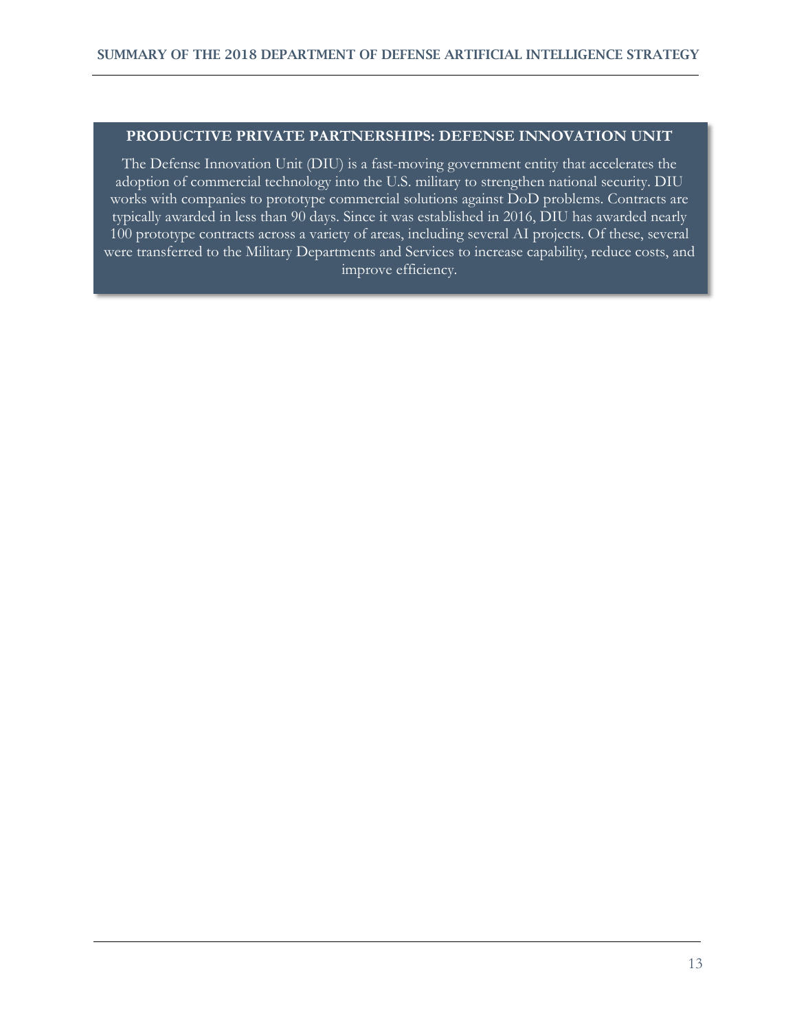**PRODUCTIVE PRIVATE PARTNERSHIPS: DEFENSE INNOVATION UNIT**

The Defense Innovation Unit (DIU) is a fast-moving government entity that accelerates the adoption of commercial technology into the U.S. military to strengthen national security. DIU works with companies to prototype commercial solutions against DoD problems. Contracts are typically awarded in less than 90 days. Since it was established in 2016, DIU has awarded nearly 100 prototype contracts across a variety of areas, including several AI projects. Of these, several were transferred to the Military Departments and Services to increase capability, reduce costs, and improve efficiency.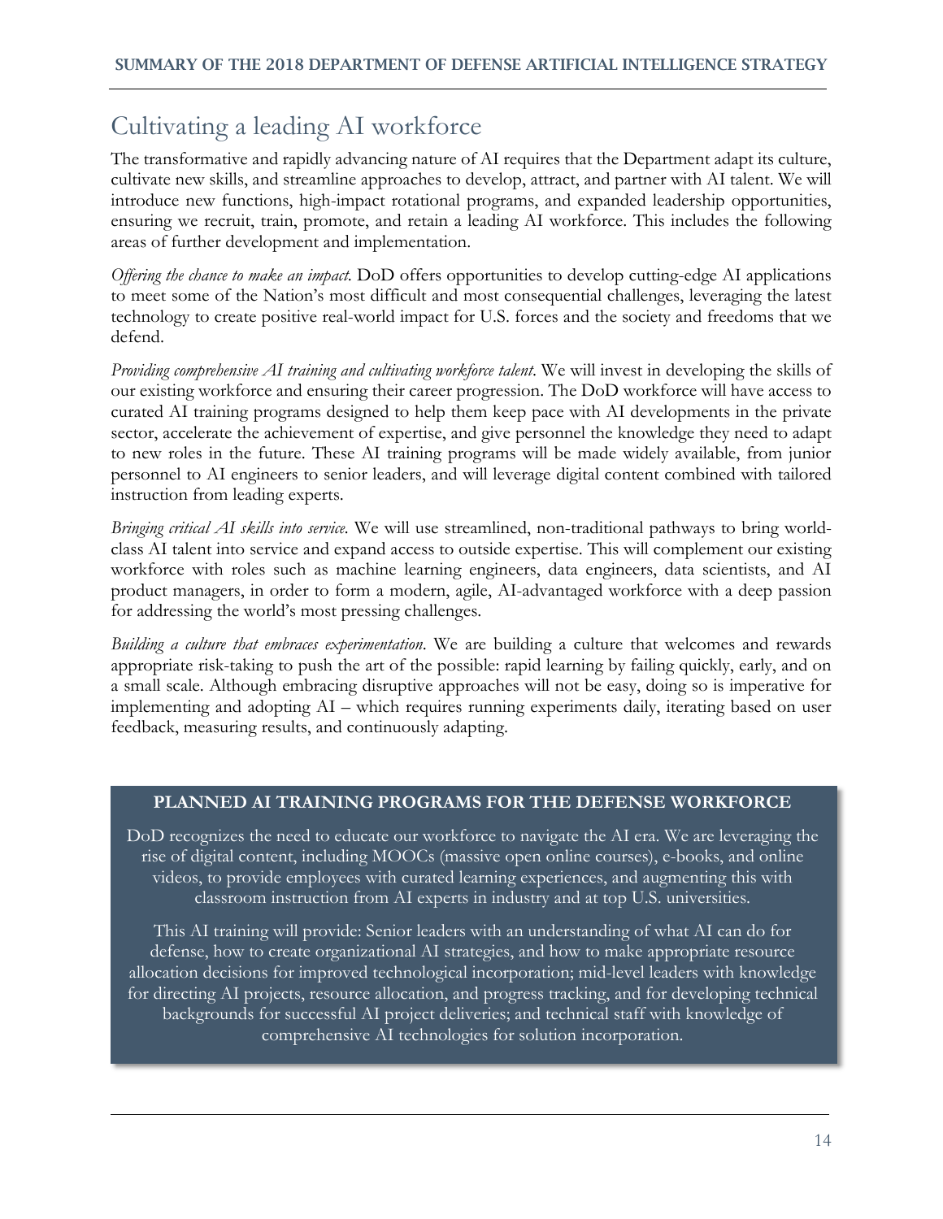## Cultivating a leading AI workforce

The transformative and rapidly advancing nature of AI requires that the Department adapt its culture, cultivate new skills, and streamline approaches to develop, attract, and partner with AI talent. We will introduce new functions, high-impact rotational programs, and expanded leadership opportunities, ensuring we recruit, train, promote, and retain a leading AI workforce. This includes the following areas of further development and implementation.

*Offering the chance to make an impact.* DoD offers opportunities to develop cutting-edge AI applications to meet some of the Nation's most difficult and most consequential challenges, leveraging the latest technology to create positive real-world impact for U.S. forces and the society and freedoms that we defend.

*Providing comprehensive AI training and cultivating workforce talent.* We will invest in developing the skills of our existing workforce and ensuring their career progression. The DoD workforce will have access to curated AI training programs designed to help them keep pace with AI developments in the private sector, accelerate the achievement of expertise, and give personnel the knowledge they need to adapt to new roles in the future. These AI training programs will be made widely available, from junior personnel to AI engineers to senior leaders, and will leverage digital content combined with tailored instruction from leading experts.

*Bringing critical AI skills into service.* We will use streamlined, non-traditional pathways to bring world-class AI talent into service and expand access to outside expertise. This will complement our existing workforce with roles such as machine learning engineers, data engineers, data scientists, and AI product managers, in order to form a modern, agile, AI-advantaged workforce with a deep passion for addressing the world's most pressing challenges.

*Building a culture that embraces experimentation.* We are building a culture that welcomes and rewards appropriate risk-taking to push the art of the possible: rapid learning by failing quickly, early, and on a small scale. Although embracing disruptive approaches will not be easy, doing so is imperative for implementing and adopting AI – which requires running experiments daily, iterating based on user feedback, measuring results, and continuously adapting.

**PLANNED AI TRAINING PROGRAMS FOR THE DEFENSE WORKFORCE**

DoD recognizes the need to educate our workforce to navigate the AI era. We are leveraging the rise of digital content, including MOOCs (massive open online courses), e-books, and online videos, to provide employees with curated learning experiences, and augmenting this with classroom instruction from AI experts in industry and at top U.S. universities.

This AI training will provide: Senior leaders with an understanding of what AI can do for defense, how to create organizational AI strategies, and how to make appropriate resource allocation decisions for improved technological incorporation; mid-level leaders with knowledge for directing AI projects, resource allocation, and progress tracking, and for developing technical backgrounds for successful AI project deliveries; and technical staff with knowledge of comprehensive AI technologies for solution incorporation.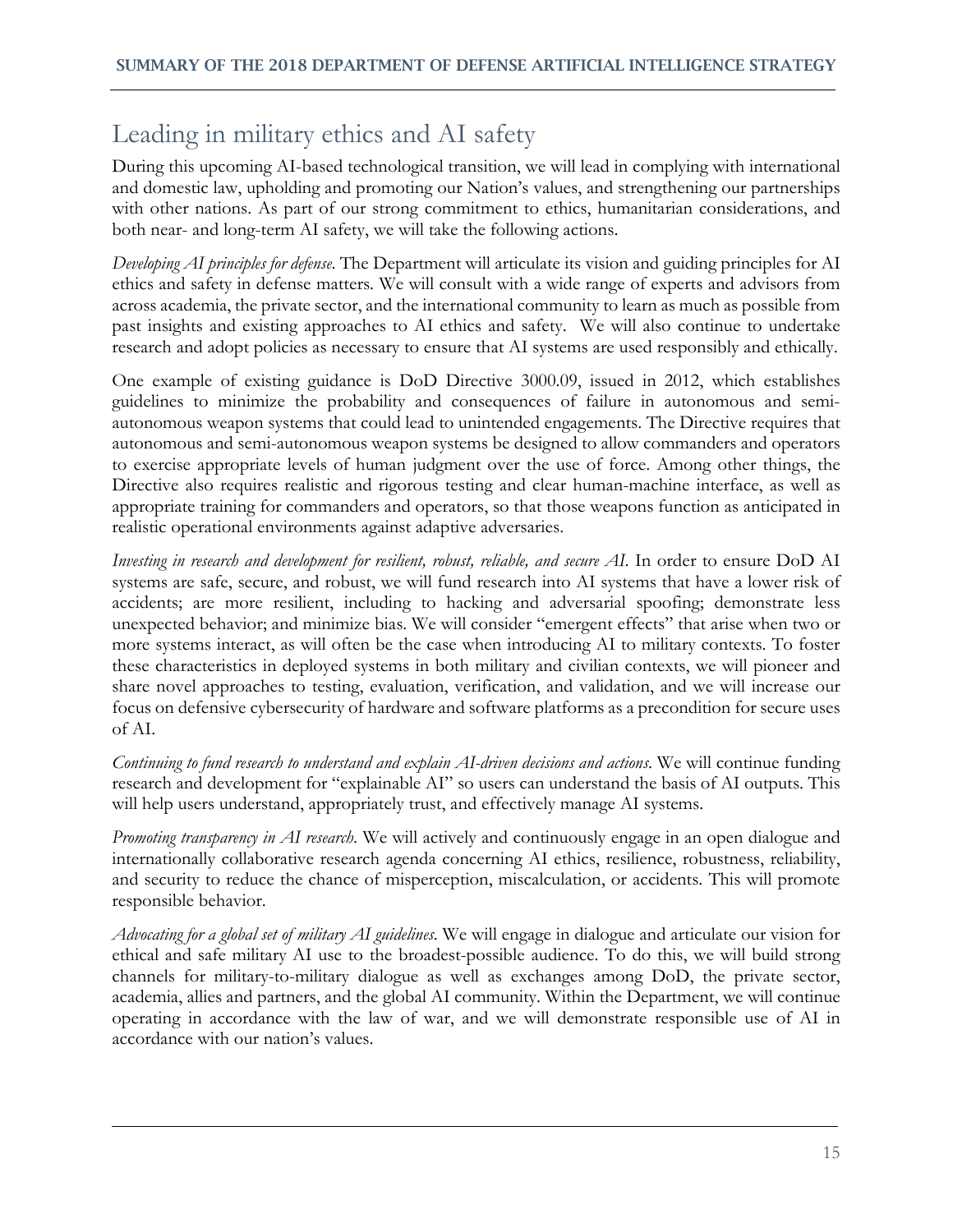## Leading in military ethics and AI safety

During this upcoming AI-based technological transition, we will lead in complying with international and domestic law, upholding and promoting our Nation's values, and strengthening our partnerships with other nations. As part of our strong commitment to ethics, humanitarian considerations, and both near- and long-term AI safety, we will take the following actions.

*Developing AI principles for defense.* The Department will articulate its vision and guiding principles for AI ethics and safety in defense matters. We will consult with a wide range of experts and advisors from across academia, the private sector, and the international community to learn as much as possible from past insights and existing approaches to AI ethics and safety. We will also continue to undertake research and adopt policies as necessary to ensure that AI systems are used responsibly and ethically.

One example of existing guidance is DoD Directive 3000.09, issued in 2012, which establishes guidelines to minimize the probability and consequences of failure in autonomous and semi-autonomous weapon systems that could lead to unintended engagements. The Directive requires that autonomous and semi-autonomous weapon systems be designed to allow commanders and operators to exercise appropriate levels of human judgment over the use of force. Among other things, the Directive also requires realistic and rigorous testing and clear human-machine interface, as well as appropriate training for commanders and operators, so that those weapons function as anticipated in realistic operational environments against adaptive adversaries.

*Investing in research and development for resilient, robust, reliable, and secure AI.* In order to ensure DoD AI systems are safe, secure, and robust, we will fund research into AI systems that have a lower risk of accidents; are more resilient, including to hacking and adversarial spoofing; demonstrate less unexpected behavior; and minimize bias. We will consider "emergent effects" that arise when two or more systems interact, as will often be the case when introducing AI to military contexts. To foster these characteristics in deployed systems in both military and civilian contexts, we will pioneer and share novel approaches to testing, evaluation, verification, and validation, and we will increase our focus on defensive cybersecurity of hardware and software platforms as a precondition for secure uses of AI.

*Continuing to fund research to understand and explain AI-driven decisions and actions.* We will continue funding research and development for "explainable AI" so users can understand the basis of AI outputs. This will help users understand, appropriately trust, and effectively manage AI systems.

*Promoting transparency in AI research.* We will actively and continuously engage in an open dialogue and internationally collaborative research agenda concerning AI ethics, resilience, robustness, reliability, and security to reduce the chance of misperception, miscalculation, or accidents. This will promote responsible behavior.

*Advocating for a global set of military AI guidelines.* We will engage in dialogue and articulate our vision for ethical and safe military AI use to the broadest-possible audience. To do this, we will build strong channels for military-to-military dialogue as well as exchanges among DoD, the private sector, academia, allies and partners, and the global AI community. Within the Department, we will continue operating in accordance with the law of war, and we will demonstrate responsible use of AI in accordance with our nation's values.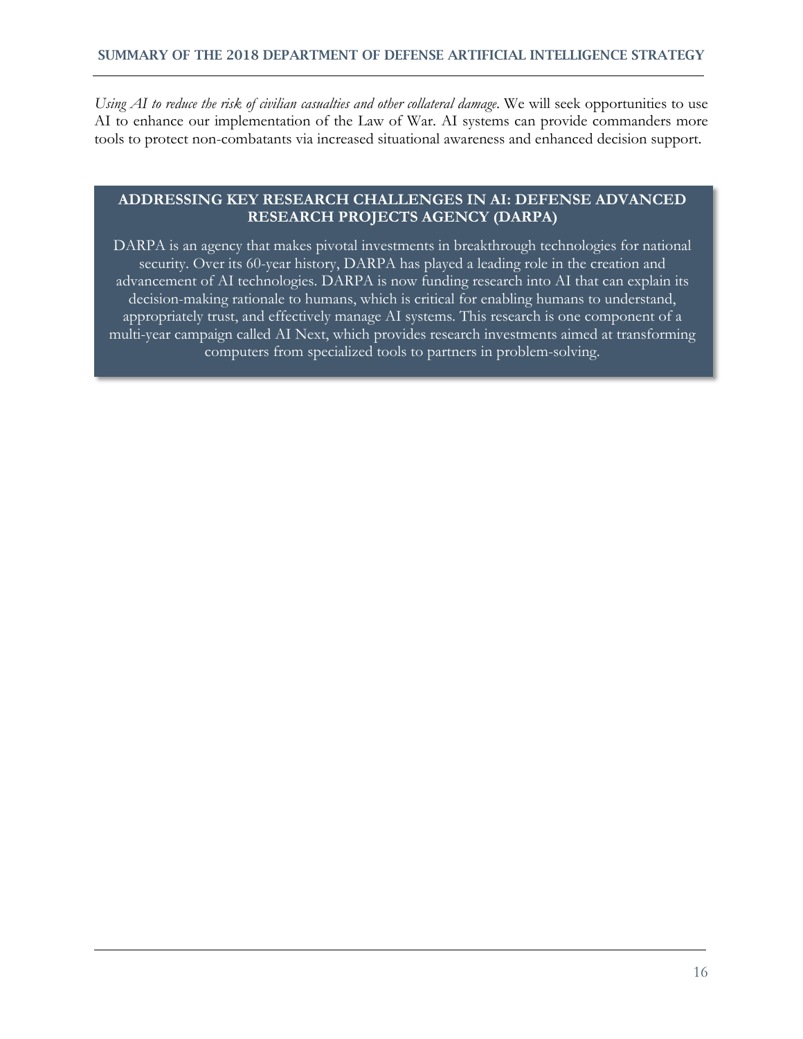*Using AI to reduce the risk of civilian casualties and other collateral damage*. We will seek opportunities to use AI to enhance our implementation of the Law of War. AI systems can provide commanders more tools to protect non-combatants via increased situational awareness and enhanced decision support.

**ADDRESSING KEY RESEARCH CHALLENGES IN AI: DEFENSE ADVANCED RESEARCH PROJECTS AGENCY (DARPA)**

DARPA is an agency that makes pivotal investments in breakthrough technologies for national security. Over its 60-year history, DARPA has played a leading role in the creation and advancement of AI technologies. DARPA is now funding research into AI that can explain its decision-making rationale to humans, which is critical for enabling humans to understand, appropriately trust, and effectively manage AI systems. This research is one component of a multi-year campaign called AI Next, which provides research investments aimed at transforming computers from specialized tools to partners in problem-solving.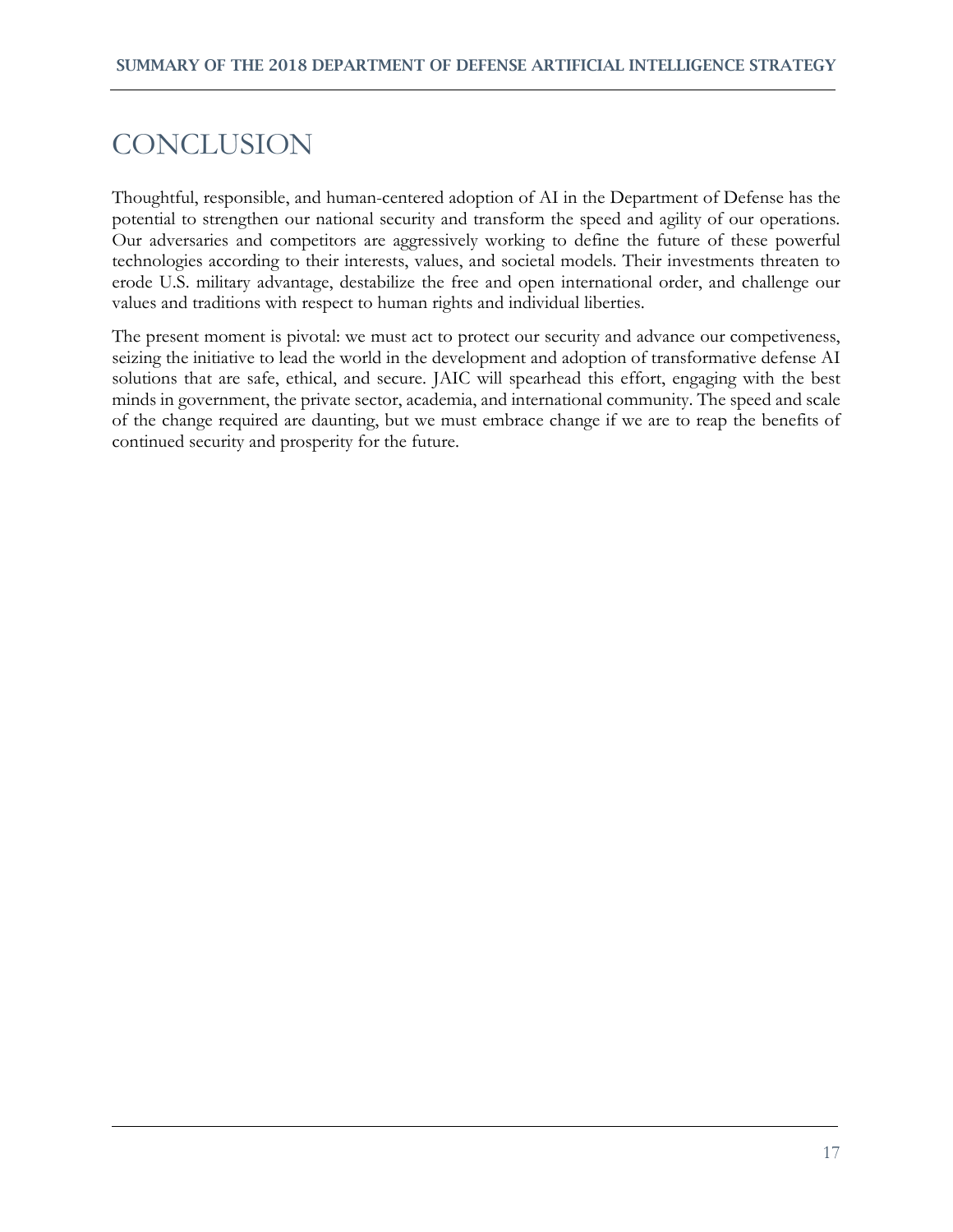# CONCLUSION

Thoughtful, responsible, and human-centered adoption of AI in the Department of Defense has the potential to strengthen our national security and transform the speed and agility of our operations. Our adversaries and competitors are aggressively working to define the future of these powerful technologies according to their interests, values, and societal models. Their investments threaten to erode U.S. military advantage, destabilize the free and open international order, and challenge our values and traditions with respect to human rights and individual liberties.

The present moment is pivotal: we must act to protect our security and advance our competitiveness, seizing the initiative to lead the world in the development and adoption of transformative defense AI solutions that are safe, ethical, and secure. JAIC will spearhead this effort, engaging with the best minds in government, the private sector, academia, and international community. The speed and scale of the change required are daunting, but we must embrace change if we are to reap the benefits of continued security and prosperity for the future.